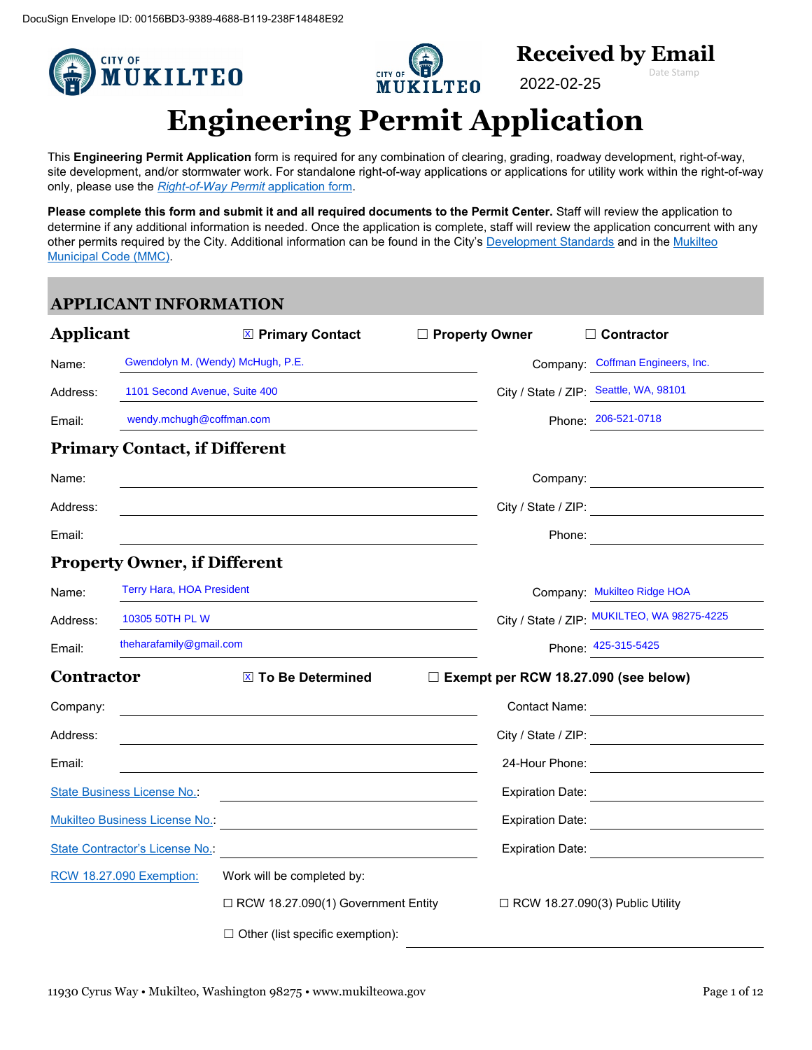DocuSign Envelope ID: 00156BD3-9389-4688-B119-238F14848E92

**Received by Email**

2022-02-25

Date Stamp

# Engineering Permit Application

This **Engineering Permit Application** form is required for any combination of clearing, grading, roadway development, right-of-way, site development, and/or stormwater work. For standalone right-of-way applications or applications for utility work within the right-of-way only, please use the *Right-of-Way Permit* application form.

**Please complete this form and submit it and all required documents to the Permit Center.** Staff will review the application to determine if any additional information is needed. Once the application is complete, staff will review the application concurrent with any other permits required by the City. Additional information can be found in the City's Development Standards and in the Mukilteo Municipal Code (MMC).

## APPLICANT INFORMATION

### Applicant

☒ Primary Contact ☐ Property Owner ☐ Contractor

Name: Gwendolyn M. (Wendy) McHugh, P.E.
Company: Coffman Engineers, Inc.
Address: 1101 Second Avenue, Suite 400
City / State / ZIP: Seattle, WA, 98101
Email: wendy.mchugh@coffman.com
Phone: 206-521-0718

### Primary Contact, if Different

Name:
Company:
Address:
City / State / ZIP:
Email:
Phone:

### Property Owner, if Different

Name: Terry Hara, HOA President
Company: Mukilteo Ridge HOA
Address: 10305 50TH PL W
City / State / ZIP: MUKILTEO, WA 98275-4225
Email: theharafamily@gmail.com
Phone: 425-315-5425

### Contractor

☒ To Be Determined ☐ Exempt per RCW 18.27.090 (see below)

Company:
Contact Name:
Address:
City / State / ZIP:
Email:
24-Hour Phone:
State Business License No.:
Expiration Date:
Mukilteo Business License No.:
Expiration Date:
State Contractor's License No.:
Expiration Date:

RCW 18.27.090 Exemption: Work will be completed by:

☐ RCW 18.27.090(1) Government Entity ☐ RCW 18.27.090(3) Public Utility

☐ Other (list specific exemption):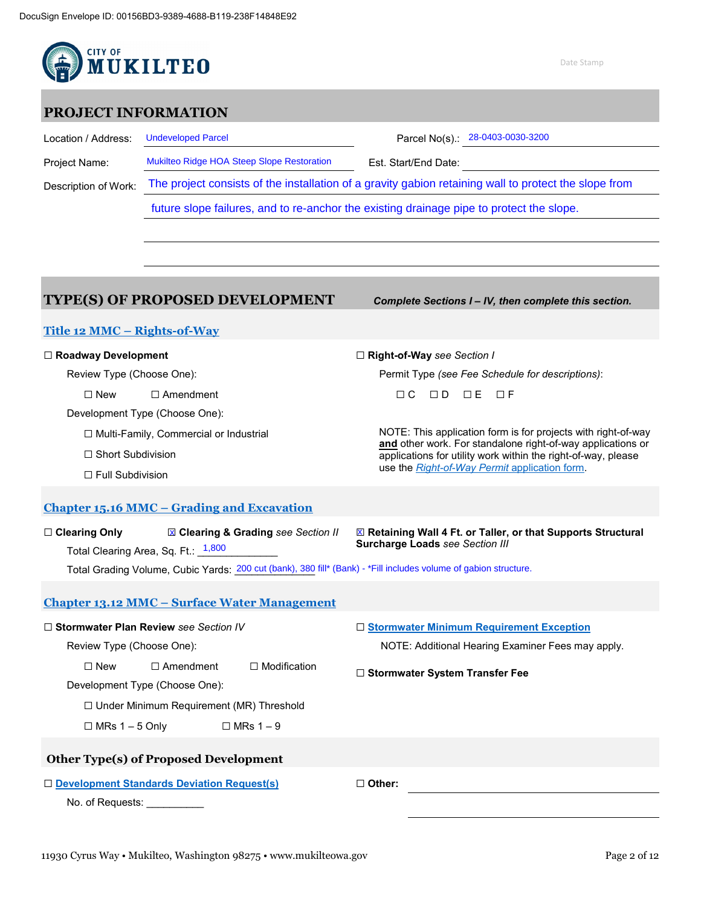DocuSign Envelope ID: 00156BD3-9389-4688-B119-238F14848E92

CITY OF MUKILTEO

Date Stamp

## PROJECT INFORMATION

Location / Address: Undeveloped Parcel

Parcel No(s).: 28-0403-0030-3200

Project Name: Mukilteo Ridge HOA Steep Slope Restoration

Est. Start/End Date:

Description of Work: The project consists of the installation of a gravity gabion retaining wall to protect the slope from future slope failures, and to re-anchor the existing drainage pipe to protect the slope.

## TYPE(S) OF PROPOSED DEVELOPMENT

***Complete Sections I – IV, then complete this section.***

### Title 12 MMC – Rights-of-Way

☐ **Roadway Development**

Review Type (Choose One):

☐ New ☐ Amendment

Development Type (Choose One):

☐ Multi-Family, Commercial or Industrial

☐ Short Subdivision

☐ Full Subdivision

☐ **Right-of-Way** *see Section I*

Permit Type *(see Fee Schedule for descriptions)*:

☐ C ☐ D ☐ E ☐ F

NOTE: This application form is for projects with right-of-way **and** other work. For standalone right-of-way applications or applications for utility work within the right-of-way, please use the *Right-of-Way Permit* application form.

### Chapter 15.16 MMC – Grading and Excavation

☐ **Clearing Only** ☒ **Clearing & Grading** *see Section II* ☒ **Retaining Wall 4 Ft. or Taller, or that Supports Structural Surcharge Loads** *see Section III*

Total Clearing Area, Sq. Ft.: 1,800

Total Grading Volume, Cubic Yards: 200 cut (bank), 380 fill* (Bank) - *Fill includes volume of gabion structure.

### Chapter 13.12 MMC – Surface Water Management

☐ **Stormwater Plan Review** *see Section IV*

Review Type (Choose One):

☐ New ☐ Amendment ☐ Modification

Development Type (Choose One):

☐ Under Minimum Requirement (MR) Threshold

☐ MRs 1 – 5 Only ☐ MRs 1 – 9

☐ **Stormwater Minimum Requirement Exception**

NOTE: Additional Hearing Examiner Fees may apply.

☐ **Stormwater System Transfer Fee**

### Other Type(s) of Proposed Development

☐ **Development Standards Deviation Request(s)**

No. of Requests: __________

☐ **Other:**

11930 Cyrus Way • Mukilteo, Washington 98275 • www.mukilteowa.gov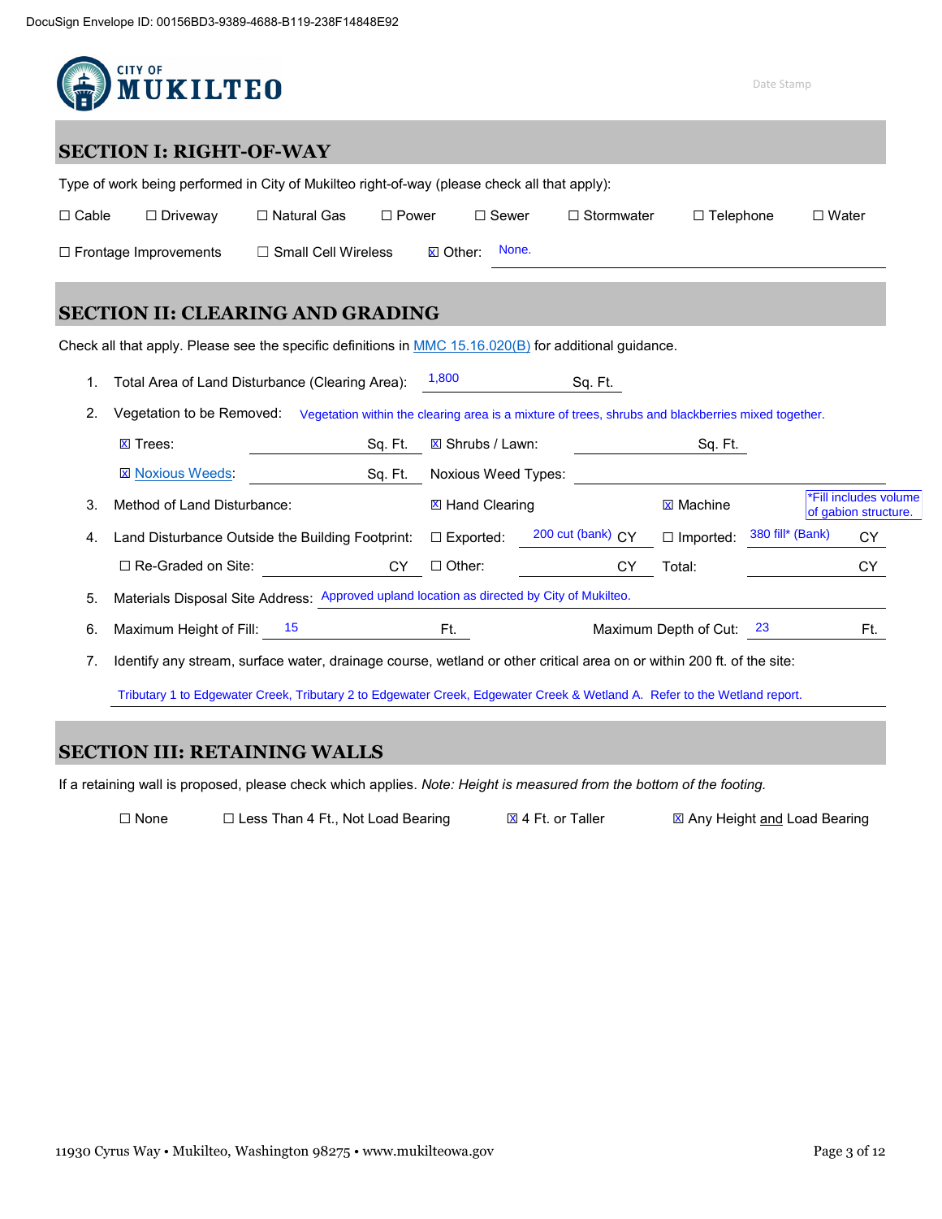DocuSign Envelope ID: 00156BD3-9389-4688-B119-238F14848E92

CITY OF MUKILTEO

Date Stamp

## SECTION I: RIGHT-OF-WAY

Type of work being performed in City of Mukilteo right-of-way (please check all that apply):

☐ Cable ☐ Driveway ☐ Natural Gas ☐ Power ☐ Sewer ☐ Stormwater ☐ Telephone ☐ Water

☐ Frontage Improvements ☐ Small Cell Wireless ☒ Other: None.

## SECTION II: CLEARING AND GRADING

Check all that apply. Please see the specific definitions in MMC 15.16.020(B) for additional guidance.

1. Total Area of Land Disturbance (Clearing Area): 1,800 Sq. Ft.
2. Vegetation to be Removed: Vegetation within the clearing area is a mixture of trees, shrubs and blackberries mixed together.

   ☒ Trees: ______ Sq. Ft. ☒ Shrubs / Lawn: ______ Sq. Ft.

   ☒ Noxious Weeds: ______ Sq. Ft. Noxious Weed Types: ______
3. Method of Land Disturbance: ☒ Hand Clearing ☒ Machine *Fill includes volume of gabion structure.
4. Land Disturbance Outside the Building Footprint: ☐ Exported: 200 cut (bank) CY ☐ Imported: 380 fill* (Bank) CY

   ☐ Re-Graded on Site: ______ CY ☐ Other: ______ CY Total: ______ CY
5. Materials Disposal Site Address: Approved upland location as directed by City of Mukilteo.
6. Maximum Height of Fill: 15 Ft. Maximum Depth of Cut: 23 Ft.
7. Identify any stream, surface water, drainage course, wetland or other critical area on or within 200 ft. of the site:

   Tributary 1 to Edgewater Creek, Tributary 2 to Edgewater Creek, Edgewater Creek & Wetland A. Refer to the Wetland report.

## SECTION III: RETAINING WALLS

If a retaining wall is proposed, please check which applies. *Note: Height is measured from the bottom of the footing.*

☐ None ☐ Less Than 4 Ft., Not Load Bearing ☒ 4 Ft. or Taller ☒ Any Height and Load Bearing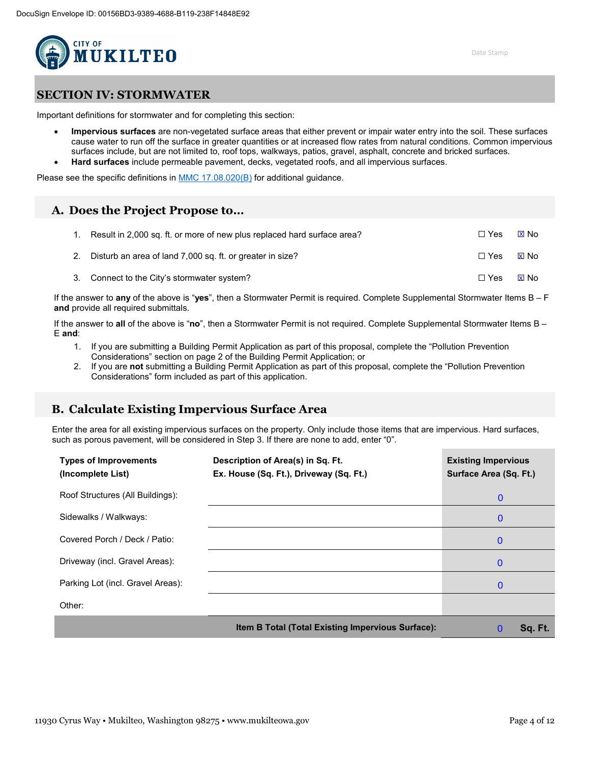DocuSign Envelope ID: 00156BD3-9389-4688-B119-238F14848E92

CITY OF MUKILTEO

Date Stamp

## SECTION IV: STORMWATER

Important definitions for stormwater and for completing this section:

- **Impervious surfaces** are non-vegetated surface areas that either prevent or impair water entry into the soil. These surfaces cause water to run off the surface in greater quantities or at increased flow rates from natural conditions. Common impervious surfaces include, but are not limited to, roof tops, walkways, patios, gravel, asphalt, concrete and bricked surfaces.
- **Hard surfaces** include permeable pavement, decks, vegetated roofs, and all impervious surfaces.

Please see the specific definitions in MMC 17.08.020(B) for additional guidance.

### A. Does the Project Propose to…

1. Result in 2,000 sq. ft. or more of new plus replaced hard surface area? ☐ Yes ☒ No
2. Disturb an area of land 7,000 sq. ft. or greater in size? ☐ Yes ☒ No
3. Connect to the City's stormwater system? ☐ Yes ☒ No

If the answer to **any** of the above is "**yes**", then a Stormwater Permit is required. Complete Supplemental Stormwater Items B – F **and** provide all required submittals.

If the answer to **all** of the above is "**no**", then a Stormwater Permit is not required. Complete Supplemental Stormwater Items B – E **and**:

1. If you are submitting a Building Permit Application as part of this proposal, complete the "Pollution Prevention Considerations" section on page 2 of the Building Permit Application; or
2. If you are **not** submitting a Building Permit Application as part of this proposal, complete the "Pollution Prevention Considerations" form included as part of this application.

### B. Calculate Existing Impervious Surface Area

Enter the area for all existing impervious surfaces on the property. Only include those items that are impervious. Hard surfaces, such as porous pavement, will be considered in Step 3. If there are none to add, enter "0".

| Types of Improvements (Incomplete List) | Description of Area(s) in Sq. Ft. Ex. House (Sq. Ft.), Driveway (Sq. Ft.) | Existing Impervious Surface Area (Sq. Ft.) |
|---|---|---|
| Roof Structures (All Buildings): | | 0 |
| Sidewalks / Walkways: | | 0 |
| Covered Porch / Deck / Patio: | | 0 |
| Driveway (incl. Gravel Areas): | | 0 |
| Parking Lot (incl. Gravel Areas): | | 0 |
| Other: | | |
| | **Item B Total (Total Existing Impervious Surface):** | 0 **Sq. Ft.** |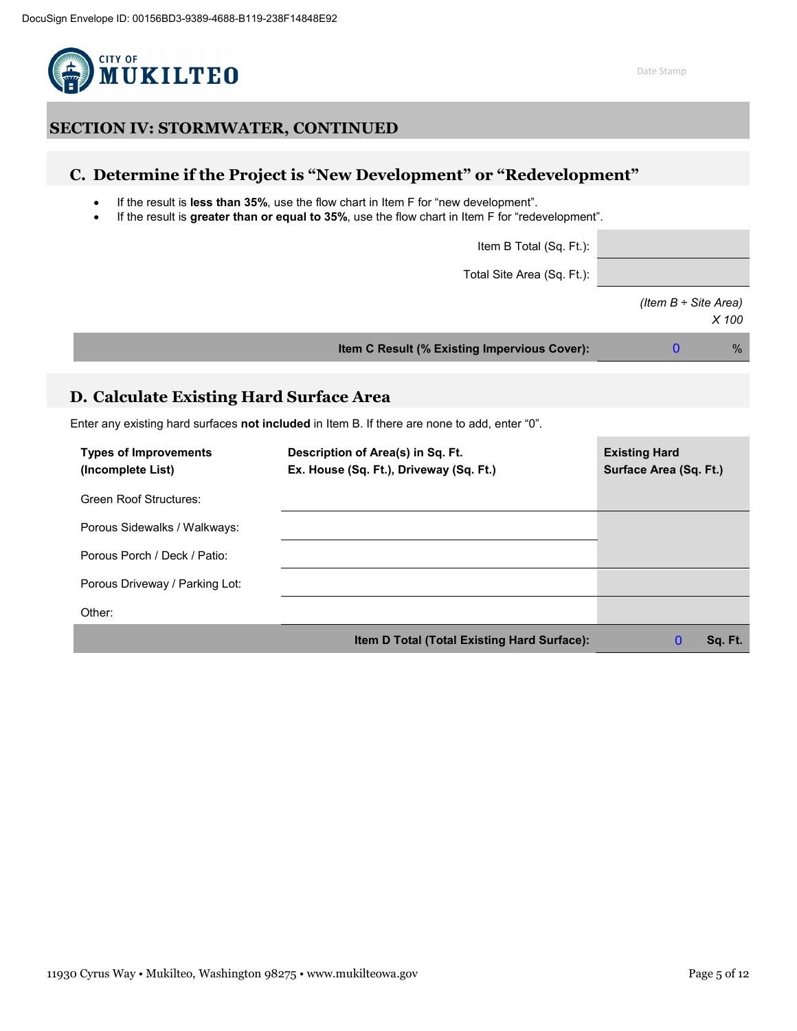DocuSign Envelope ID: 00156BD3-9389-4688-B119-238F14848E92

CITY OF MUKILTEO

Date Stamp

## SECTION IV: STORMWATER, CONTINUED

### C. Determine if the Project is "New Development" or "Redevelopment"

- If the result is **less than 35%**, use the flow chart in Item F for "new development".
- If the result is **greater than or equal to 35%**, use the flow chart in Item F for "redevelopment".

| | |
|---|---|
| Item B Total (Sq. Ft.): | |
| Total Site Area (Sq. Ft.): | |
| | *(Item B ÷ Site Area) X 100* |
| **Item C Result (% Existing Impervious Cover):** | 0 % |

### D. Calculate Existing Hard Surface Area

Enter any existing hard surfaces **not included** in Item B. If there are none to add, enter "0".

| **Types of Improvements (Incomplete List)** | **Description of Area(s) in Sq. Ft. Ex. House (Sq. Ft.), Driveway (Sq. Ft.)** | **Existing Hard Surface Area (Sq. Ft.)** |
|---|---|---|
| Green Roof Structures: | | |
| Porous Sidewalks / Walkways: | | |
| Porous Porch / Deck / Patio: | | |
| Porous Driveway / Parking Lot: | | |
| Other: | | |
| | **Item D Total (Total Existing Hard Surface):** | 0 **Sq. Ft.** |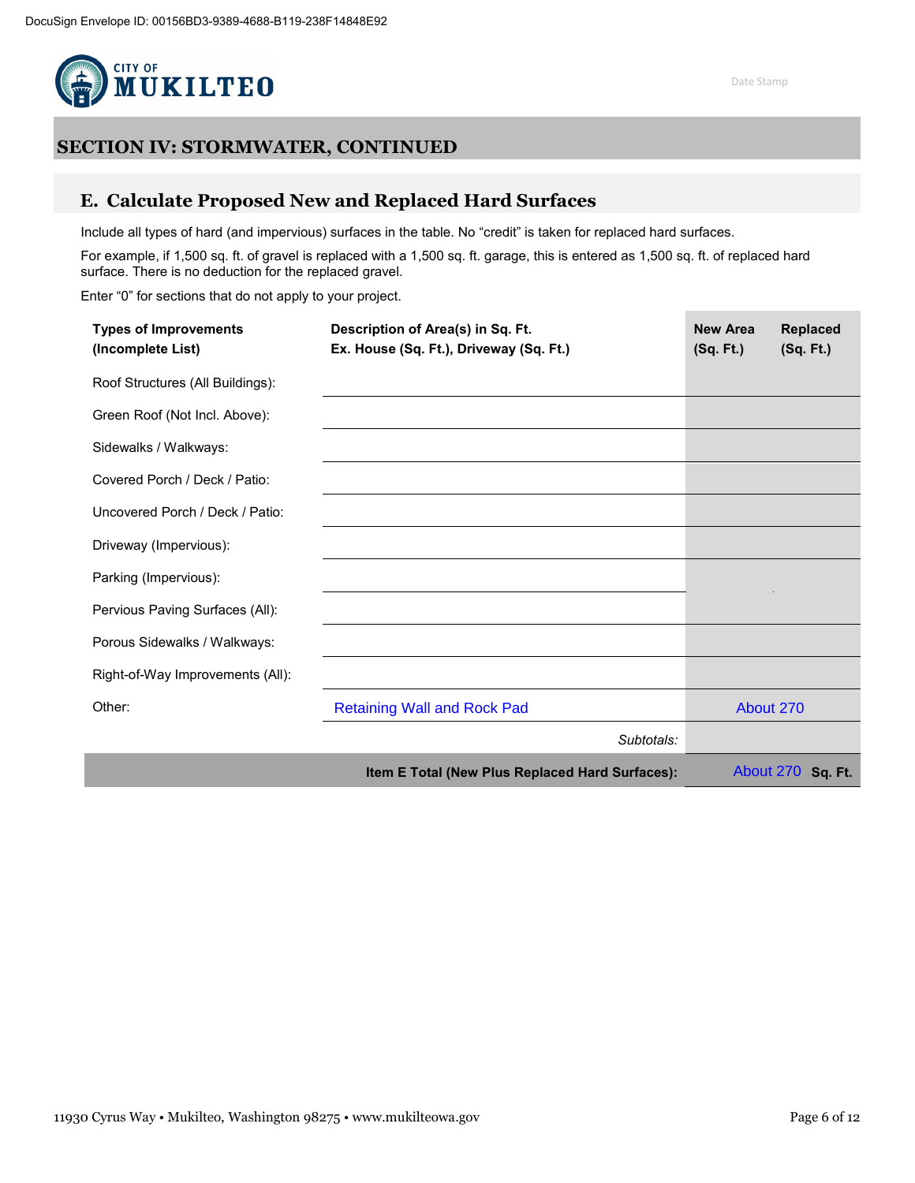## SECTION IV: STORMWATER, CONTINUED

### E. Calculate Proposed New and Replaced Hard Surfaces

Include all types of hard (and impervious) surfaces in the table. No "credit" is taken for replaced hard surfaces.

For example, if 1,500 sq. ft. of gravel is replaced with a 1,500 sq. ft. garage, this is entered as 1,500 sq. ft. of replaced hard surface. There is no deduction for the replaced gravel.

Enter "0" for sections that do not apply to your project.

| Types of Improvements (Incomplete List) | Description of Area(s) in Sq. Ft. Ex. House (Sq. Ft.), Driveway (Sq. Ft.) | New Area (Sq. Ft.) | Replaced (Sq. Ft.) |
|---|---|---|---|
| Roof Structures (All Buildings): | | | |
| Green Roof (Not Incl. Above): | | | |
| Sidewalks / Walkways: | | | |
| Covered Porch / Deck / Patio: | | | |
| Uncovered Porch / Deck / Patio: | | | |
| Driveway (Impervious): | | | |
| Parking (Impervious): | | | |
| Pervious Paving Surfaces (All): | | | |
| Porous Sidewalks / Walkways: | | | |
| Right-of-Way Improvements (All): | | | |
| Other: | Retaining Wall and Rock Pad | About 270 | |
| | *Subtotals:* | | |
| | **Item E Total (New Plus Replaced Hard Surfaces):** | About 270 **Sq. Ft.** | |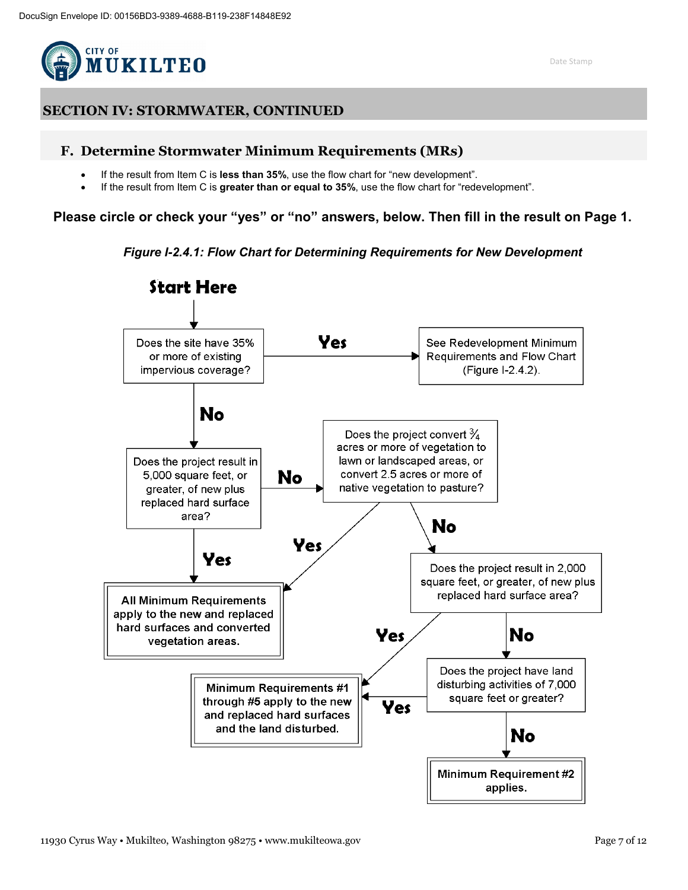DocuSign Envelope ID: 00156BD3-9389-4688-B119-238F14848E92

CITY OF MUKILTEO

Date Stamp

## SECTION IV: STORMWATER, CONTINUED

### F. Determine Stormwater Minimum Requirements (MRs)

- If the result from Item C is **less than 35%**, use the flow chart for "new development".
- If the result from Item C is **greater than or equal to 35%**, use the flow chart for "redevelopment".

**Please circle or check your "yes" or "no" answers, below. Then fill in the result on Page 1.**

***Figure I-2.4.1: Flow Chart for Determining Requirements for New Development***

**Start Here**

1. Does the site have 35% or more of existing impervious coverage?
   - **Yes** → See Redevelopment Minimum Requirements and Flow Chart (Figure I-2.4.2).
   - **No** → go to 2.
2. Does the project result in 5,000 square feet, or greater, of new plus replaced hard surface area?
   - **Yes** → All Minimum Requirements apply to the new and replaced hard surfaces and converted vegetation areas.
   - **No** → go to 3.
3. Does the project convert ¾ acres or more of vegetation to lawn or landscaped areas, or convert 2.5 acres or more of native vegetation to pasture?
   - **Yes** → All Minimum Requirements apply to the new and replaced hard surfaces and converted vegetation areas.
   - **No** → go to 4.
4. Does the project result in 2,000 square feet, or greater, of new plus replaced hard surface area?
   - **Yes** → Minimum Requirements #1 through #5 apply to the new and replaced hard surfaces and the land disturbed.
   - **No** → go to 5.
5. Does the project have land disturbing activities of 7,000 square feet or greater?
   - **Yes** → Minimum Requirements #1 through #5 apply to the new and replaced hard surfaces and the land disturbed.
   - **No** → Minimum Requirement #2 applies.

11930 Cyrus Way • Mukilteo, Washington 98275 • www.mukilteowa.gov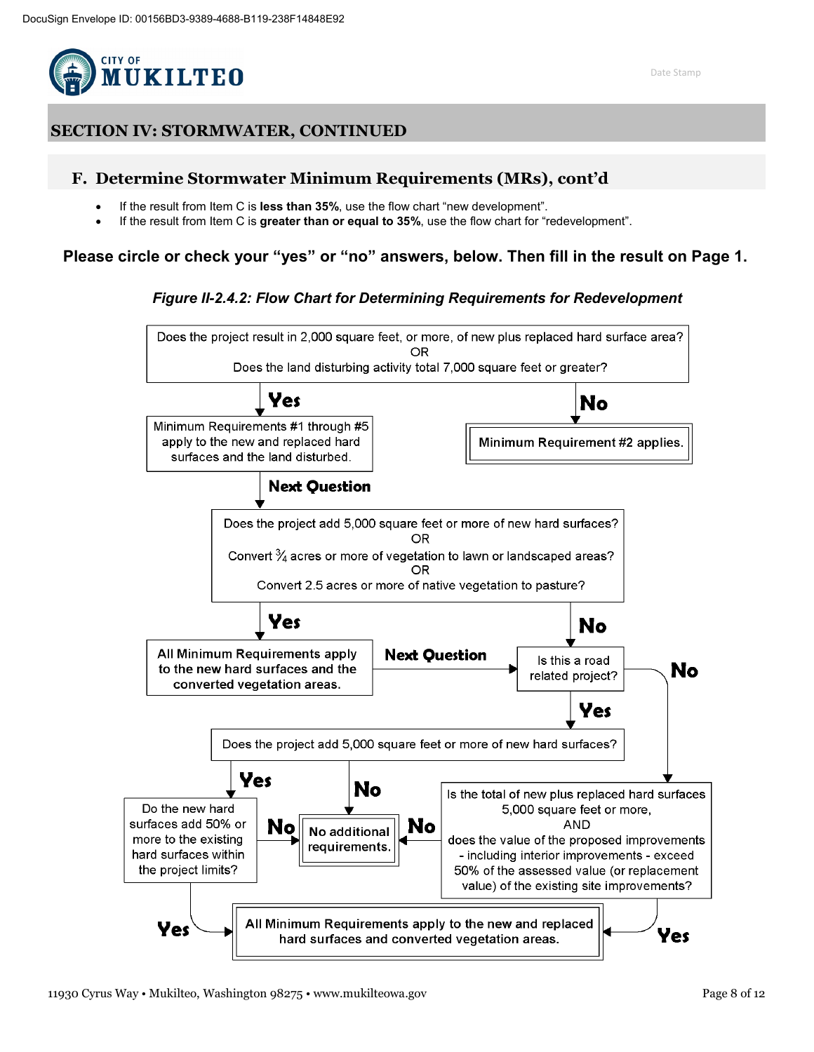DocuSign Envelope ID: 00156BD3-9389-4688-B119-238F14848E92

## SECTION IV: STORMWATER, CONTINUED

### F. Determine Stormwater Minimum Requirements (MRs), cont'd

- If the result from Item C is **less than 35%**, use the flow chart "new development".
- If the result from Item C is **greater than or equal to 35%**, use the flow chart for "redevelopment".

**Please circle or check your "yes" or "no" answers, below. Then fill in the result on Page 1.**

***Figure II-2.4.2: Flow Chart for Determining Requirements for Redevelopment***

Does the project result in 2,000 square feet, or more, of new plus replaced hard surface area?
OR
Does the land disturbing activity total 7,000 square feet or greater?

- **No** → Minimum Requirement #2 applies.
- **Yes** → Minimum Requirements #1 through #5 apply to the new and replaced hard surfaces and the land disturbed.

**Next Question**

Does the project add 5,000 square feet or more of new hard surfaces?
OR
Convert ¾ acres or more of vegetation to lawn or landscaped areas?
OR
Convert 2.5 acres or more of native vegetation to pasture?

- **Yes** → All Minimum Requirements apply to the new hard surfaces and the converted vegetation areas. → **Next Question** → Is this a road related project?
- **No** → Is this a road related project?

Is this a road related project?

- **Yes** → Does the project add 5,000 square feet or more of new hard surfaces?
  - **Yes** → Do the new hard surfaces add 50% or more to the existing hard surfaces within the project limits?
    - **No** → No additional requirements.
    - **Yes** → All Minimum Requirements apply to the new and replaced hard surfaces and converted vegetation areas.
  - **No** → No additional requirements.
- **No** → Is the total of new plus replaced hard surfaces 5,000 square feet or more, AND does the value of the proposed improvements - including interior improvements - exceed 50% of the assessed value (or replacement value) of the existing site improvements?
  - **No** → No additional requirements.
  - **Yes** → All Minimum Requirements apply to the new and replaced hard surfaces and converted vegetation areas.

11930 Cyrus Way • Mukilteo, Washington 98275 • www.mukilteowa.gov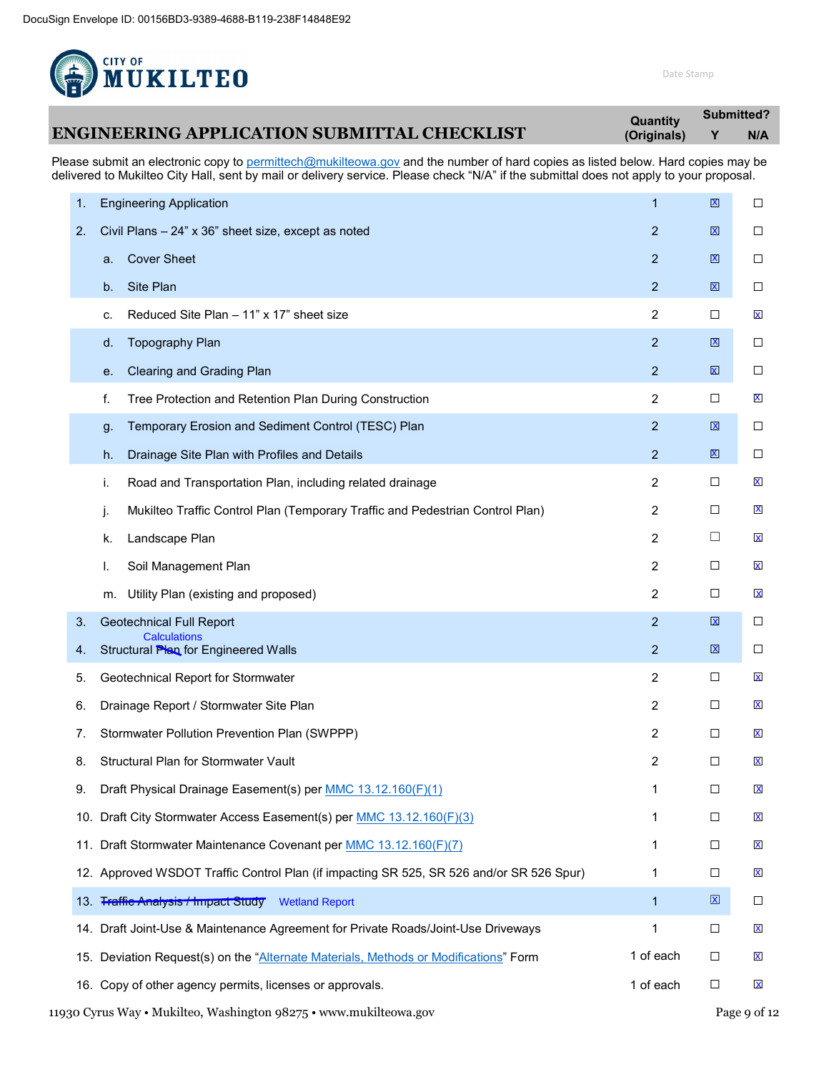DocuSign Envelope ID: 00156BD3-9389-4688-B119-238F14848E92

CITY OF **MUKILTEO**

Date Stamp

# ENGINEERING APPLICATION SUBMITTAL CHECKLIST

Please submit an electronic copy to permittech@mukilteowa.gov and the number of hard copies as listed below. Hard copies may be delivered to Mukilteo City Hall, sent by mail or delivery service. Please check "N/A" if the submittal does not apply to your proposal.

| Item | Quantity (Originals) | Submitted? Y | N/A |
|---|---|---|---|
| 1. Engineering Application | 1 | ☒ | ☐ |
| 2. Civil Plans – 24" x 36" sheet size, except as noted | 2 | ☒ | ☐ |
| a. Cover Sheet | 2 | ☒ | ☐ |
| b. Site Plan | 2 | ☒ | ☐ |
| c. Reduced Site Plan – 11" x 17" sheet size | 2 | ☐ | ☒ |
| d. Topography Plan | 2 | ☒ | ☐ |
| e. Clearing and Grading Plan | 2 | ☒ | ☐ |
| f. Tree Protection and Retention Plan During Construction | 2 | ☐ | ☒ |
| g. Temporary Erosion and Sediment Control (TESC) Plan | 2 | ☒ | ☐ |
| h. Drainage Site Plan with Profiles and Details | 2 | ☒ | ☐ |
| i. Road and Transportation Plan, including related drainage | 2 | ☐ | ☒ |
| j. Mukilteo Traffic Control Plan (Temporary Traffic and Pedestrian Control Plan) | 2 | ☐ | ☒ |
| k. Landscape Plan | 2 | ☐ | ☒ |
| l. Soil Management Plan | 2 | ☐ | ☒ |
| m. Utility Plan (existing and proposed) | 2 | ☐ | ☒ |
| 3. Geotechnical Full Report | 2 | ☒ | ☐ |
| 4. Structural ~~Plan~~ Calculations for Engineered Walls | 2 | ☒ | ☐ |
| 5. Geotechnical Report for Stormwater | 2 | ☐ | ☒ |
| 6. Drainage Report / Stormwater Site Plan | 2 | ☐ | ☒ |
| 7. Stormwater Pollution Prevention Plan (SWPPP) | 2 | ☐ | ☒ |
| 8. Structural Plan for Stormwater Vault | 2 | ☐ | ☒ |
| 9. Draft Physical Drainage Easement(s) per MMC 13.12.160(F)(1) | 1 | ☐ | ☒ |
| 10. Draft City Stormwater Access Easement(s) per MMC 13.12.160(F)(3) | 1 | ☐ | ☒ |
| 11. Draft Stormwater Maintenance Covenant per MMC 13.12.160(F)(7) | 1 | ☐ | ☒ |
| 12. Approved WSDOT Traffic Control Plan (if impacting SR 525, SR 526 and/or SR 526 Spur) | 1 | ☐ | ☒ |
| 13. ~~Traffic Analysis / Impact Study~~ Wetland Report | 1 | ☒ | ☐ |
| 14. Draft Joint-Use & Maintenance Agreement for Private Roads/Joint-Use Driveways | 1 | ☐ | ☒ |
| 15. Deviation Request(s) on the "Alternate Materials, Methods or Modifications" Form | 1 of each | ☐ | ☒ |
| 16. Copy of other agency permits, licenses or approvals. | 1 of each | ☐ | ☒ |

11930 Cyrus Way • Mukilteo, Washington 98275 • www.mukilteowa.gov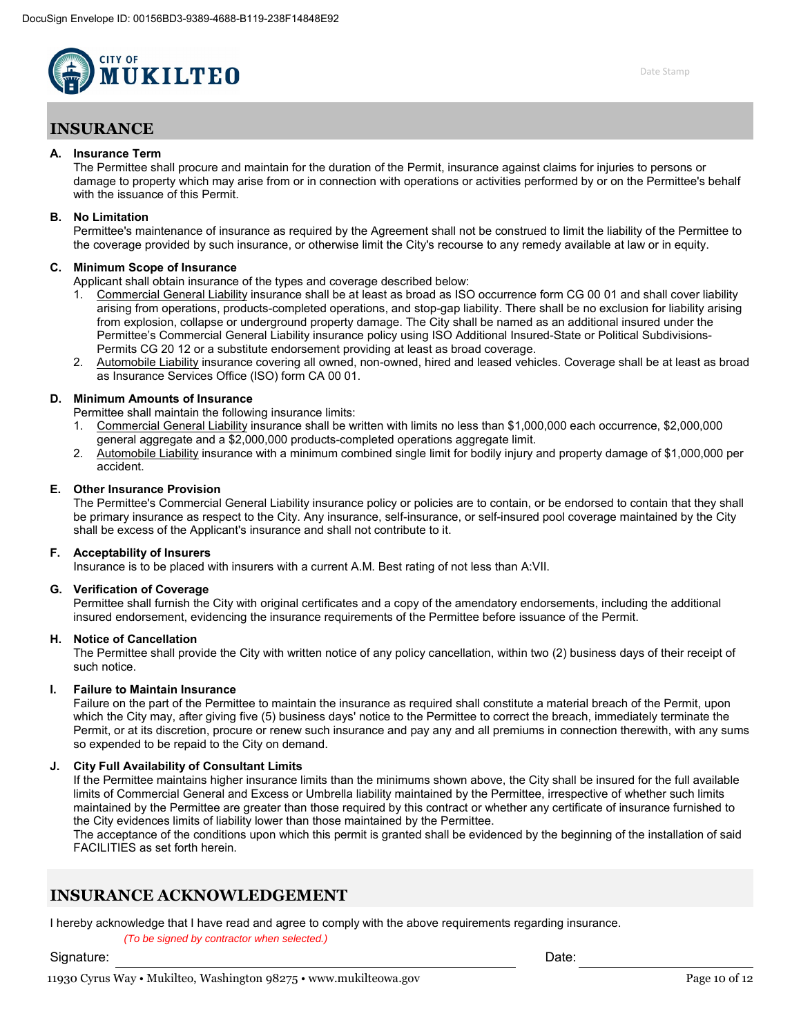## INSURANCE

**A. Insurance Term**

The Permittee shall procure and maintain for the duration of the Permit, insurance against claims for injuries to persons or damage to property which may arise from or in connection with operations or activities performed by or on the Permittee's behalf with the issuance of this Permit.

**B. No Limitation**

Permittee's maintenance of insurance as required by the Agreement shall not be construed to limit the liability of the Permittee to the coverage provided by such insurance, or otherwise limit the City's recourse to any remedy available at law or in equity.

**C. Minimum Scope of Insurance**

Applicant shall obtain insurance of the types and coverage described below:

1. Commercial General Liability insurance shall be at least as broad as ISO occurrence form CG 00 01 and shall cover liability arising from operations, products-completed operations, and stop-gap liability. There shall be no exclusion for liability arising from explosion, collapse or underground property damage. The City shall be named as an additional insured under the Permittee's Commercial General Liability insurance policy using ISO Additional Insured-State or Political Subdivisions-Permits CG 20 12 or a substitute endorsement providing at least as broad coverage.
2. Automobile Liability insurance covering all owned, non-owned, hired and leased vehicles. Coverage shall be at least as broad as Insurance Services Office (ISO) form CA 00 01.

**D. Minimum Amounts of Insurance**

Permittee shall maintain the following insurance limits:

1. Commercial General Liability insurance shall be written with limits no less than $1,000,000 each occurrence, $2,000,000 general aggregate and a $2,000,000 products-completed operations aggregate limit.
2. Automobile Liability insurance with a minimum combined single limit for bodily injury and property damage of $1,000,000 per accident.

**E. Other Insurance Provision**

The Permittee's Commercial General Liability insurance policy or policies are to contain, or be endorsed to contain that they shall be primary insurance as respect to the City. Any insurance, self-insurance, or self-insured pool coverage maintained by the City shall be excess of the Applicant's insurance and shall not contribute to it.

**F. Acceptability of Insurers**

Insurance is to be placed with insurers with a current A.M. Best rating of not less than A:VII.

**G. Verification of Coverage**

Permittee shall furnish the City with original certificates and a copy of the amendatory endorsements, including the additional insured endorsement, evidencing the insurance requirements of the Permittee before issuance of the Permit.

**H. Notice of Cancellation**

The Permittee shall provide the City with written notice of any policy cancellation, within two (2) business days of their receipt of such notice.

**I. Failure to Maintain Insurance**

Failure on the part of the Permittee to maintain the insurance as required shall constitute a material breach of the Permit, upon which the City may, after giving five (5) business days' notice to the Permittee to correct the breach, immediately terminate the Permit, or at its discretion, procure or renew such insurance and pay any and all premiums in connection therewith, with any sums so expended to be repaid to the City on demand.

**J. City Full Availability of Consultant Limits**

If the Permittee maintains higher insurance limits than the minimums shown above, the City shall be insured for the full available limits of Commercial General and Excess or Umbrella liability maintained by the Permittee, irrespective of whether such limits maintained by the Permittee are greater than those required by this contract or whether any certificate of insurance furnished to the City evidences limits of liability lower than those maintained by the Permittee.

The acceptance of the conditions upon which this permit is granted shall be evidenced by the beginning of the installation of said FACILITIES as set forth herein.

## INSURANCE ACKNOWLEDGEMENT

I hereby acknowledge that I have read and agree to comply with the above requirements regarding insurance.

*(To be signed by contractor when selected.)*

Signature: ______________________________ Date: ______________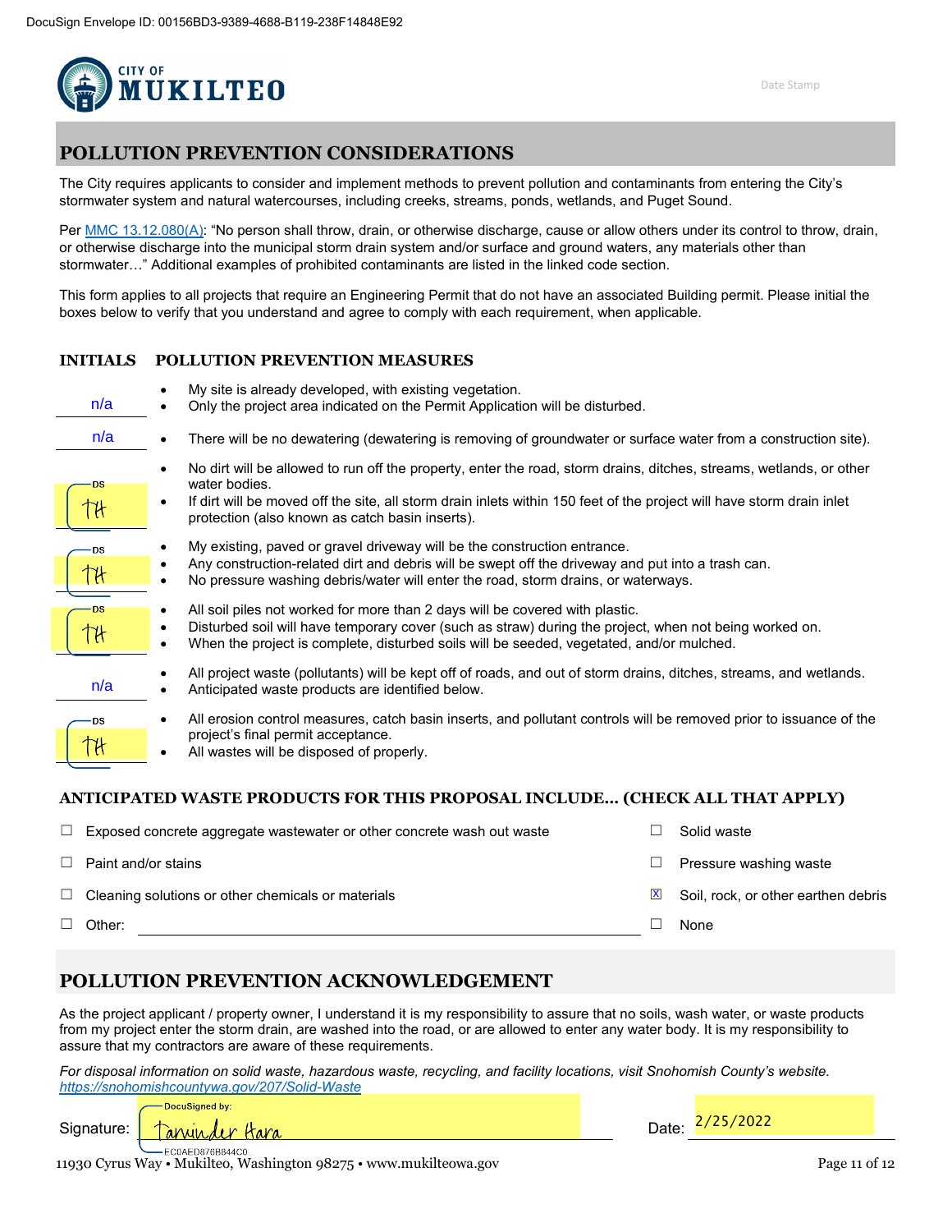DocuSign Envelope ID: 00156BD3-9389-4688-B119-238F14848E92

CITY OF MUKILTEO

Date Stamp

## POLLUTION PREVENTION CONSIDERATIONS

The City requires applicants to consider and implement methods to prevent pollution and contaminants from entering the City's stormwater system and natural watercourses, including creeks, streams, ponds, wetlands, and Puget Sound.

Per MMC 13.12.080(A): "No person shall throw, drain, or otherwise discharge, cause or allow others under its control to throw, drain, or otherwise discharge into the municipal storm drain system and/or surface and ground waters, any materials other than stormwater…" Additional examples of prohibited contaminants are listed in the linked code section.

This form applies to all projects that require an Engineering Permit that do not have an associated Building permit. Please initial the boxes below to verify that you understand and agree to comply with each requirement, when applicable.

| INITIALS | POLLUTION PREVENTION MEASURES |
|---|---|
| n/a | • My site is already developed, with existing vegetation.<br>• Only the project area indicated on the Permit Application will be disturbed. |
| n/a | • There will be no dewatering (dewatering is removing of groundwater or surface water from a construction site). |
| TH | • No dirt will be allowed to run off the property, enter the road, storm drains, ditches, streams, wetlands, or other water bodies.<br>• If dirt will be moved off the site, all storm drain inlets within 150 feet of the project will have storm drain inlet protection (also known as catch basin inserts). |
| TH | • My existing, paved or gravel driveway will be the construction entrance.<br>• Any construction-related dirt and debris will be swept off the driveway and put into a trash can.<br>• No pressure washing debris/water will enter the road, storm drains, or waterways. |
| TH | • All soil piles not worked for more than 2 days will be covered with plastic.<br>• Disturbed soil will have temporary cover (such as straw) during the project, when not being worked on.<br>• When the project is complete, disturbed soils will be seeded, vegetated, and/or mulched. |
| n/a | • All project waste (pollutants) will be kept off of roads, and out of storm drains, ditches, streams, and wetlands.<br>• Anticipated waste products are identified below. |
| TH | • All erosion control measures, catch basin inserts, and pollutant controls will be removed prior to issuance of the project's final permit acceptance.<br>• All wastes will be disposed of properly. |

### ANTICIPATED WASTE PRODUCTS FOR THIS PROPOSAL INCLUDE… (CHECK ALL THAT APPLY)

- ☐ Exposed concrete aggregate wastewater or other concrete wash out waste
- ☐ Paint and/or stains
- ☐ Cleaning solutions or other chemicals or materials
- ☐ Other: ____________________
- ☐ Solid waste
- ☐ Pressure washing waste
- ☒ Soil, rock, or other earthen debris
- ☐ None

## POLLUTION PREVENTION ACKNOWLEDGEMENT

As the project applicant / property owner, I understand it is my responsibility to assure that no soils, wash water, or waste products from my project enter the storm drain, are washed into the road, or are allowed to enter any water body. It is my responsibility to assure that my contractors are aware of these requirements.

*For disposal information on solid waste, hazardous waste, recycling, and facility locations, visit Snohomish County's website.* *https://snohomishcountywa.gov/207/Solid-Waste*

Signature: DocuSigned by: Tarvinder Hara (EC0AED876B844C0)    Date: 2/25/2022

11930 Cyrus Way • Mukilteo, Washington 98275 • www.mukilteowa.gov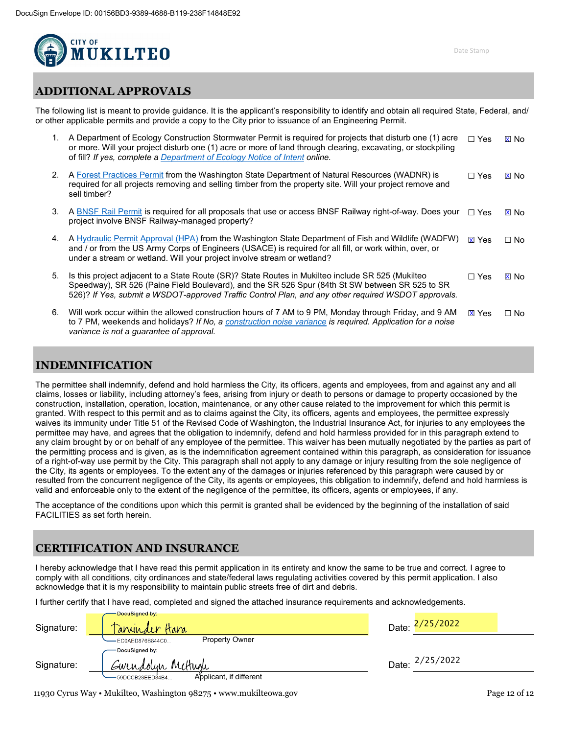DocuSign Envelope ID: 00156BD3-9389-4688-B119-238F14848E92

CITY OF **MUKILTEO**

Date Stamp

## ADDITIONAL APPROVALS

The following list is meant to provide guidance. It is the applicant's responsibility to identify and obtain all required State, Federal, and/or other applicable permits and provide a copy to the City prior to issuance of an Engineering Permit.

1. A Department of Ecology Construction Stormwater Permit is required for projects that disturb one (1) acre or more. Will your project disturb one (1) acre or more of land through clearing, excavating, or stockpiling of fill? *If yes, complete a Department of Ecology Notice of Intent online.* ☐ Yes ☒ No
2. A Forest Practices Permit from the Washington State Department of Natural Resources (WADNR) is required for all projects removing and selling timber from the property site. Will your project remove and sell timber? ☐ Yes ☒ No
3. A BNSF Rail Permit is required for all proposals that use or access BNSF Railway right-of-way. Does your project involve BNSF Railway-managed property? ☐ Yes ☒ No
4. A Hydraulic Permit Approval (HPA) from the Washington State Department of Fish and Wildlife (WADFW) and / or from the US Army Corps of Engineers (USACE) is required for all fill, or work within, over, or under a stream or wetland. Will your project involve stream or wetland? ☒ Yes ☐ No
5. Is this project adjacent to a State Route (SR)? State Routes in Mukilteo include SR 525 (Mukilteo Speedway), SR 526 (Paine Field Boulevard), and the SR 526 Spur (84th St SW between SR 525 to SR 526)? *If Yes, submit a WSDOT-approved Traffic Control Plan, and any other required WSDOT approvals.* ☐ Yes ☒ No
6. Will work occur within the allowed construction hours of 7 AM to 9 PM, Monday through Friday, and 9 AM to 7 PM, weekends and holidays? *If No, a construction noise variance is required. Application for a noise variance is not a guarantee of approval.* ☒ Yes ☐ No

## INDEMNIFICATION

The permittee shall indemnify, defend and hold harmless the City, its officers, agents and employees, from and against any and all claims, losses or liability, including attorney's fees, arising from injury or death to persons or damage to property occasioned by the construction, installation, operation, location, maintenance, or any other cause related to the improvement for which this permit is granted. With respect to this permit and as to claims against the City, its officers, agents and employees, the permittee expressly waives its immunity under Title 51 of the Revised Code of Washington, the Industrial Insurance Act, for injuries to any employees the permittee may have, and agrees that the obligation to indemnify, defend and hold harmless provided for in this paragraph extend to any claim brought by or on behalf of any employee of the permittee. This waiver has been mutually negotiated by the parties as part of the permitting process and is given, as is the indemnification agreement contained within this paragraph, as consideration for issuance of a right-of-way use permit by the City. This paragraph shall not apply to any damage or injury resulting from the sole negligence of the City, its agents or employees. To the extent any of the damages or injuries referenced by this paragraph were caused by or resulted from the concurrent negligence of the City, its agents or employees, this obligation to indemnify, defend and hold harmless is valid and enforceable only to the extent of the negligence of the permittee, its officers, agents or employees, if any.

The acceptance of the conditions upon which this permit is granted shall be evidenced by the beginning of the installation of said FACILITIES as set forth herein.

## CERTIFICATION AND INSURANCE

I hereby acknowledge that I have read this permit application in its entirety and know the same to be true and correct. I agree to comply with all conditions, city ordinances and state/federal laws regulating activities covered by this permit application. I also acknowledge that it is my responsibility to maintain public streets free of dirt and debris.

I further certify that I have read, completed and signed the attached insurance requirements and acknowledgements.

Signature: DocuSigned by: Tarvinder Hara — EC0AED876B844C0 — Property Owner  Date: 2/25/2022

Signature: DocuSigned by: Gwendolyn McHugh — 59DCCB28EED84B4 — Applicant, if different  Date: 2/25/2022

11930 Cyrus Way • Mukilteo, Washington 98275 • www.mukilteowa.gov